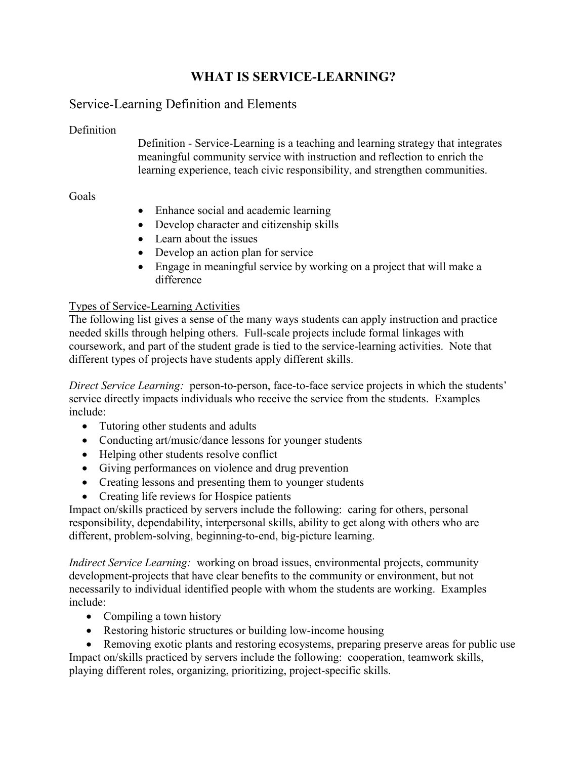# WHAT IS SERVICE-LEARNING?

## Service-Learning Definition and Elements

Definition

Definition - Service-Learning is a teaching and learning strategy that integrates meaningful community service with instruction and reflection to enrich the learning experience, teach civic responsibility, and strengthen communities.

Goals

- Enhance social and academic learning
- Develop character and citizenship skills
- Learn about the issues
- Develop an action plan for service
- Engage in meaningful service by working on a project that will make a difference

<u>Types of Service-Learning Activities</u>

The following list gives a sense of the many ways students can apply instruction and practice needed skills through helping others. Full-scale projects include formal linkages with coursework, and part of the student grade is tied to the service-learning activities. Note that different types of projects have students apply different skills.

*Direct Service Learning:* person-to-person, face-to-face service projects in which the students' service directly impacts individuals who receive the service from the students. Examples include:

- Tutoring other students and adults
- Conducting art/music/dance lessons for younger students
- Helping other students resolve conflict
- Giving performances on violence and drug prevention
- Creating lessons and presenting them to younger students
- Creating life reviews for Hospice patients

Impact on/skills practiced by servers include the following: caring for others, personal responsibility, dependability, interpersonal skills, ability to get along with others who are different, problem-solving, beginning-to-end, big-picture learning.

*Indirect Service Learning:* working on broad issues, environmental projects, community development-projects that have clear benefits to the community or environment, but not necessarily to individual identified people with whom the students are working. Examples include:

- Compiling a town history
- Restoring historic structures or building low-income housing
- Removing exotic plants and restoring ecosystems, preparing preserve areas for public use

Impact on/skills practiced by servers include the following: cooperation, teamwork skills, playing different roles, organizing, prioritizing, project-specific skills.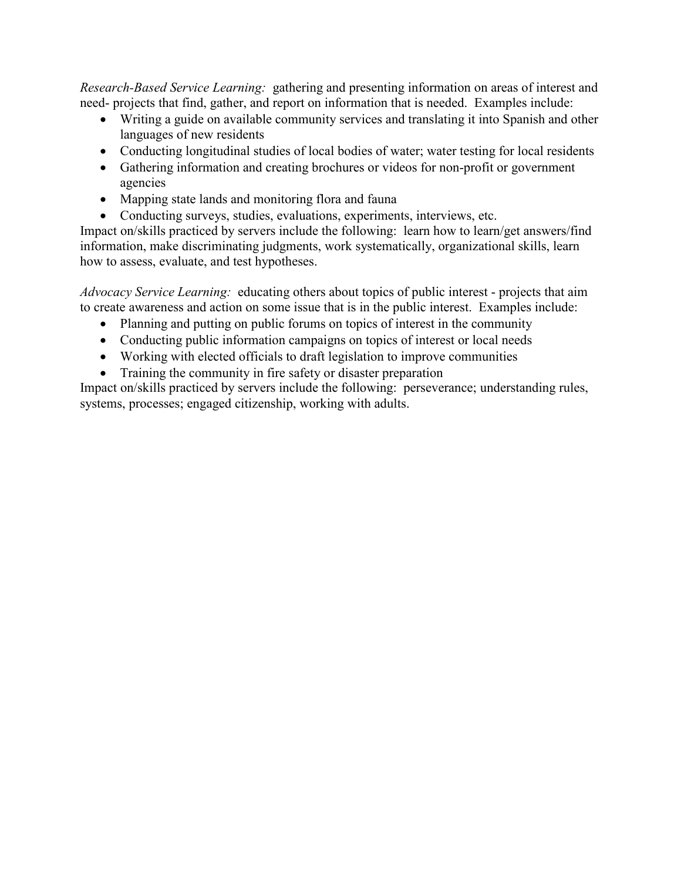*Research-Based Service Learning:* gathering and presenting information on areas of interest and need- projects that find, gather, and report on information that is needed. Examples include:

- Writing a guide on available community services and translating it into Spanish and other languages of new residents
- Conducting longitudinal studies of local bodies of water; water testing for local residents
- Gathering information and creating brochures or videos for non-profit or government agencies
- Mapping state lands and monitoring flora and fauna
- Conducting surveys, studies, evaluations, experiments, interviews, etc.

Impact on/skills practiced by servers include the following: learn how to learn/get answers/find information, make discriminating judgments, work systematically, organizational skills, learn how to assess, evaluate, and test hypotheses.

*Advocacy Service Learning:* educating others about topics of public interest - projects that aim to create awareness and action on some issue that is in the public interest. Examples include:

- Planning and putting on public forums on topics of interest in the community
- Conducting public information campaigns on topics of interest or local needs
- Working with elected officials to draft legislation to improve communities
- Training the community in fire safety or disaster preparation

Impact on/skills practiced by servers include the following: perseverance; understanding rules, systems, processes; engaged citizenship, working with adults.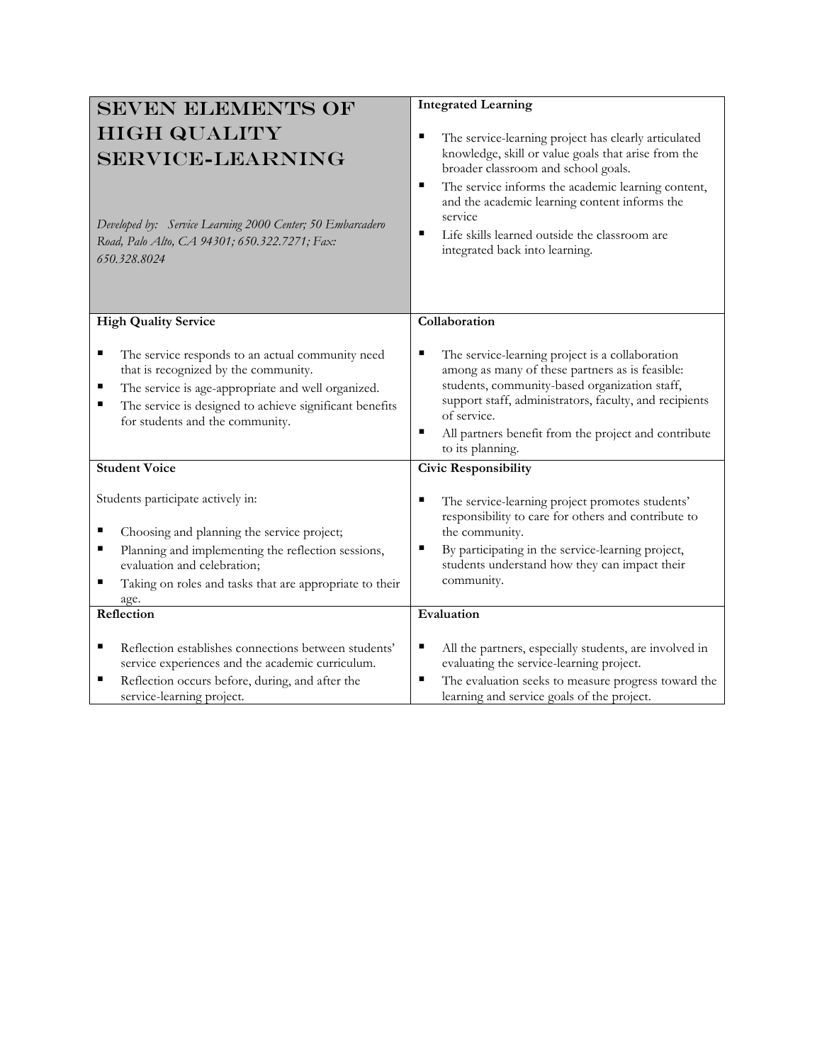# SEVEN ELEMENTS OF HIGH QUALITY SERVICE-LEARNING

*Developed by: Service Learning 2000 Center; 50 Embarcadero Road, Palo Alto, CA 94301; 650.322.7271; Fax: 650.328.8024*

**Integrated Learning**

- The service-learning project has clearly articulated knowledge, skill or value goals that arise from the broader classroom and school goals.
- The service informs the academic learning content, and the academic learning content informs the service
- Life skills learned outside the classroom are integrated back into learning.

**High Quality Service**

- The service responds to an actual community need that is recognized by the community.
- The service is age-appropriate and well organized.
- The service is designed to achieve significant benefits for students and the community.

**Collaboration**

- The service-learning project is a collaboration among as many of these partners as is feasible: students, community-based organization staff, support staff, administrators, faculty, and recipients of service.
- All partners benefit from the project and contribute to its planning.

**Student Voice**

Students participate actively in:

- Choosing and planning the service project;
- Planning and implementing the reflection sessions, evaluation and celebration;
- Taking on roles and tasks that are appropriate to their age.

**Civic Responsibility**

- The service-learning project promotes students' responsibility to care for others and contribute to the community.
- By participating in the service-learning project, students understand how they can impact their community.

**Reflection**

- Reflection establishes connections between students' service experiences and the academic curriculum.
- Reflection occurs before, during, and after the service-learning project.

**Evaluation**

- All the partners, especially students, are involved in evaluating the service-learning project.
- The evaluation seeks to measure progress toward the learning and service goals of the project.